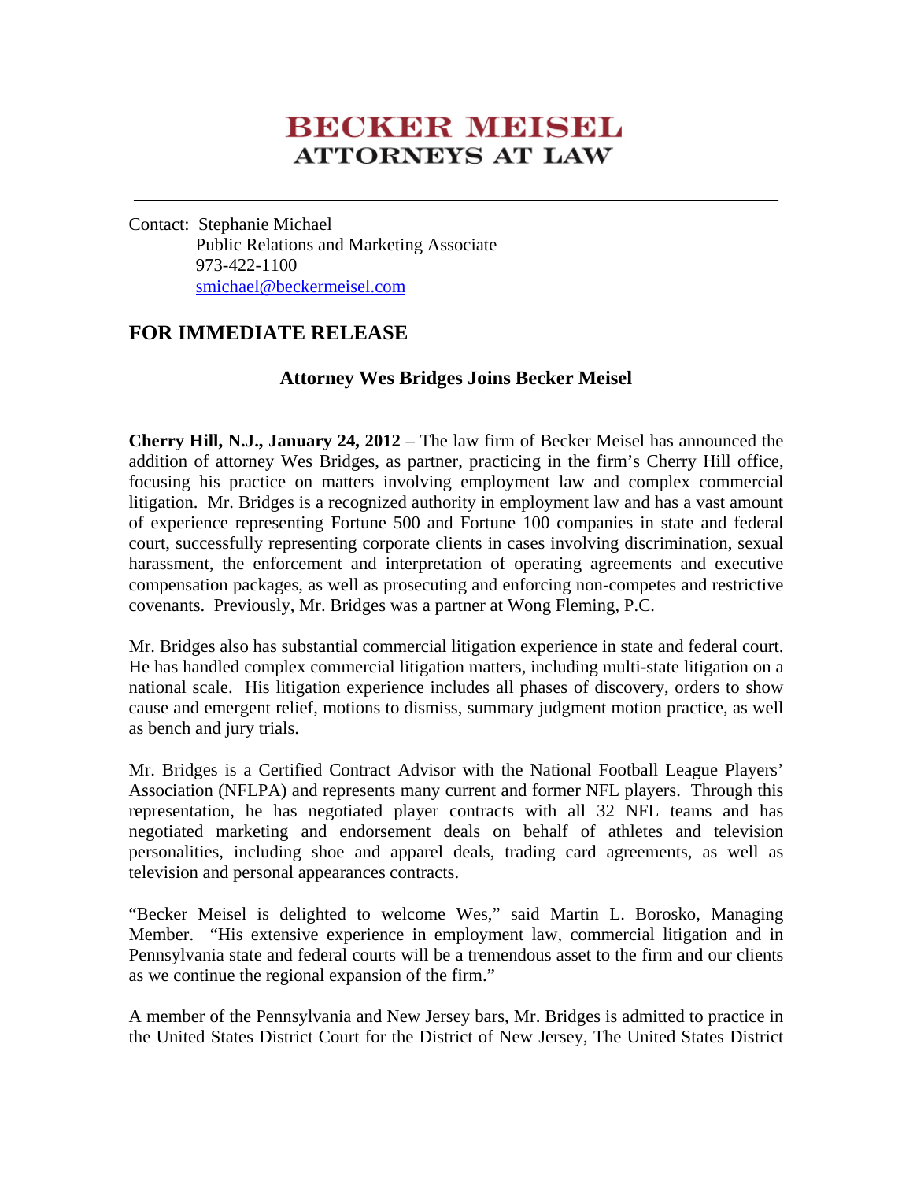# BECKER MEISEL
## ATTORNEYS AT LAW

---

Contact: Stephanie Michael
Public Relations and Marketing Associate
973-422-1100
smichael@beckermeisel.com

## FOR IMMEDIATE RELEASE

### Attorney Wes Bridges Joins Becker Meisel

**Cherry Hill, N.J., January 24, 2012** – The law firm of Becker Meisel has announced the addition of attorney Wes Bridges, as partner, practicing in the firm's Cherry Hill office, focusing his practice on matters involving employment law and complex commercial litigation. Mr. Bridges is a recognized authority in employment law and has a vast amount of experience representing Fortune 500 and Fortune 100 companies in state and federal court, successfully representing corporate clients in cases involving discrimination, sexual harassment, the enforcement and interpretation of operating agreements and executive compensation packages, as well as prosecuting and enforcing non-competes and restrictive covenants. Previously, Mr. Bridges was a partner at Wong Fleming, P.C.

Mr. Bridges also has substantial commercial litigation experience in state and federal court. He has handled complex commercial litigation matters, including multi-state litigation on a national scale. His litigation experience includes all phases of discovery, orders to show cause and emergent relief, motions to dismiss, summary judgment motion practice, as well as bench and jury trials.

Mr. Bridges is a Certified Contract Advisor with the National Football League Players' Association (NFLPA) and represents many current and former NFL players. Through this representation, he has negotiated player contracts with all 32 NFL teams and has negotiated marketing and endorsement deals on behalf of athletes and television personalities, including shoe and apparel deals, trading card agreements, as well as television and personal appearances contracts.

"Becker Meisel is delighted to welcome Wes," said Martin L. Borosko, Managing Member. "His extensive experience in employment law, commercial litigation and in Pennsylvania state and federal courts will be a tremendous asset to the firm and our clients as we continue the regional expansion of the firm."

A member of the Pennsylvania and New Jersey bars, Mr. Bridges is admitted to practice in the United States District Court for the District of New Jersey, The United States District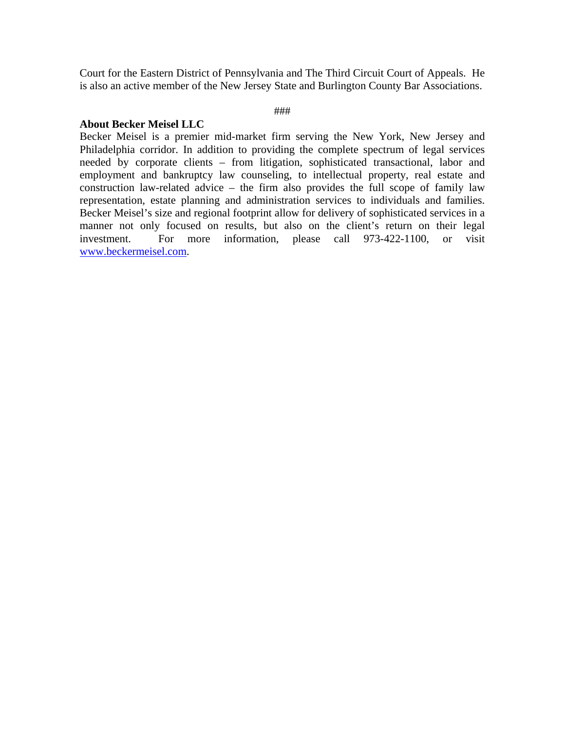Court for the Eastern District of Pennsylvania and The Third Circuit Court of Appeals. He is also an active member of the New Jersey State and Burlington County Bar Associations.

###

**About Becker Meisel LLC**

Becker Meisel is a premier mid-market firm serving the New York, New Jersey and Philadelphia corridor. In addition to providing the complete spectrum of legal services needed by corporate clients – from litigation, sophisticated transactional, labor and employment and bankruptcy law counseling, to intellectual property, real estate and construction law-related advice – the firm also provides the full scope of family law representation, estate planning and administration services to individuals and families. Becker Meisel's size and regional footprint allow for delivery of sophisticated services in a manner not only focused on results, but also on the client's return on their legal investment. For more information, please call 973-422-1100, or visit www.beckermeisel.com.